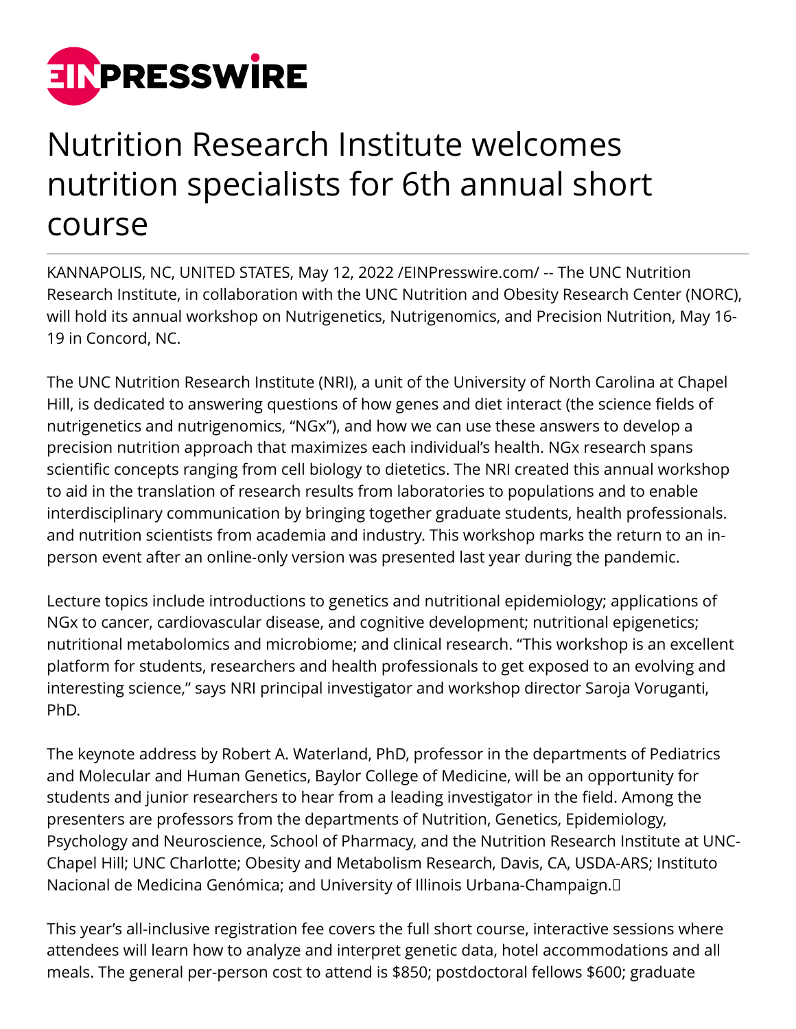# Nutrition Research Institute welcomes nutrition specialists for 6th annual short course

KANNAPOLIS, NC, UNITED STATES, May 12, 2022 /EINPresswire.com/ -- The UNC Nutrition Research Institute, in collaboration with the UNC Nutrition and Obesity Research Center (NORC), will hold its annual workshop on Nutrigenetics, Nutrigenomics, and Precision Nutrition, May 16-19 in Concord, NC.

The UNC Nutrition Research Institute (NRI), a unit of the University of North Carolina at Chapel Hill, is dedicated to answering questions of how genes and diet interact (the science fields of nutrigenetics and nutrigenomics, "NGx"), and how we can use these answers to develop a precision nutrition approach that maximizes each individual's health. NGx research spans scientific concepts ranging from cell biology to dietetics. The NRI created this annual workshop to aid in the translation of research results from laboratories to populations and to enable interdisciplinary communication by bringing together graduate students, health professionals. and nutrition scientists from academia and industry. This workshop marks the return to an in-person event after an online-only version was presented last year during the pandemic.

Lecture topics include introductions to genetics and nutritional epidemiology; applications of NGx to cancer, cardiovascular disease, and cognitive development; nutritional epigenetics; nutritional metabolomics and microbiome; and clinical research. "This workshop is an excellent platform for students, researchers and health professionals to get exposed to an evolving and interesting science," says NRI principal investigator and workshop director Saroja Voruganti, PhD.

The keynote address by Robert A. Waterland, PhD, professor in the departments of Pediatrics and Molecular and Human Genetics, Baylor College of Medicine, will be an opportunity for students and junior researchers to hear from a leading investigator in the field. Among the presenters are professors from the departments of Nutrition, Genetics, Epidemiology, Psychology and Neuroscience, School of Pharmacy, and the Nutrition Research Institute at UNC-Chapel Hill; UNC Charlotte; Obesity and Metabolism Research, Davis, CA, USDA-ARS; Instituto Nacional de Medicina Genómica; and University of Illinois Urbana-Champaign.

This year's all-inclusive registration fee covers the full short course, interactive sessions where attendees will learn how to analyze and interpret genetic data, hotel accommodations and all meals. The general per-person cost to attend is $850; postdoctoral fellows $600; graduate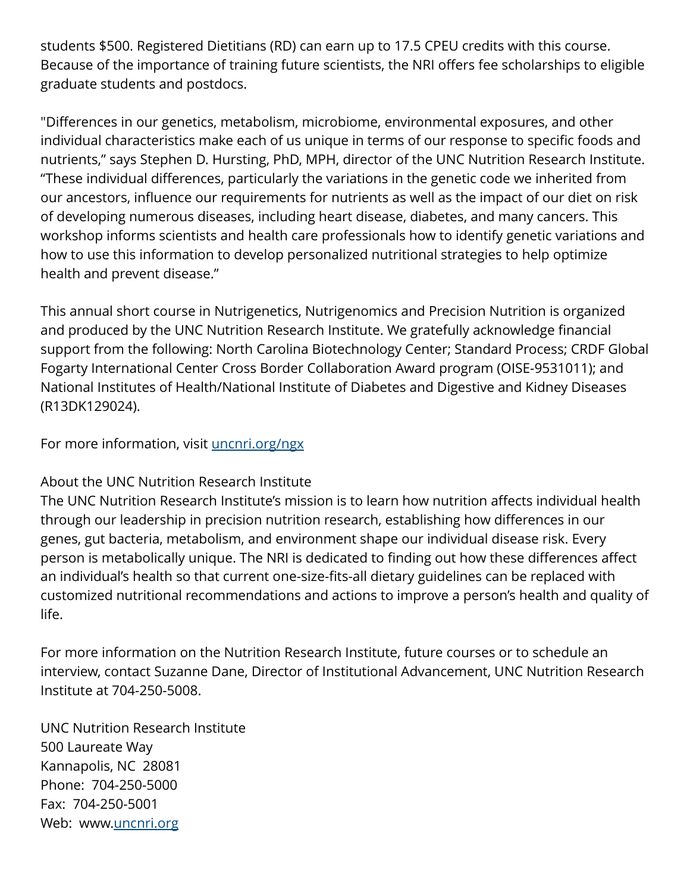students $500. Registered Dietitians (RD) can earn up to 17.5 CPEU credits with this course. Because of the importance of training future scientists, the NRI offers fee scholarships to eligible graduate students and postdocs.

"Differences in our genetics, metabolism, microbiome, environmental exposures, and other individual characteristics make each of us unique in terms of our response to specific foods and nutrients," says Stephen D. Hursting, PhD, MPH, director of the UNC Nutrition Research Institute. "These individual differences, particularly the variations in the genetic code we inherited from our ancestors, influence our requirements for nutrients as well as the impact of our diet on risk of developing numerous diseases, including heart disease, diabetes, and many cancers. This workshop informs scientists and health care professionals how to identify genetic variations and how to use this information to develop personalized nutritional strategies to help optimize health and prevent disease."

This annual short course in Nutrigenetics, Nutrigenomics and Precision Nutrition is organized and produced by the UNC Nutrition Research Institute. We gratefully acknowledge financial support from the following: North Carolina Biotechnology Center; Standard Process; CRDF Global Fogarty International Center Cross Border Collaboration Award program (OISE-9531011); and National Institutes of Health/National Institute of Diabetes and Digestive and Kidney Diseases (R13DK129024).

For more information, visit [uncnri.org/ngx](uncnri.org/ngx)

About the UNC Nutrition Research Institute

The UNC Nutrition Research Institute's mission is to learn how nutrition affects individual health through our leadership in precision nutrition research, establishing how differences in our genes, gut bacteria, metabolism, and environment shape our individual disease risk. Every person is metabolically unique. The NRI is dedicated to finding out how these differences affect an individual's health so that current one-size-fits-all dietary guidelines can be replaced with customized nutritional recommendations and actions to improve a person's health and quality of life.

For more information on the Nutrition Research Institute, future courses or to schedule an interview, contact Suzanne Dane, Director of Institutional Advancement, UNC Nutrition Research Institute at 704-250-5008.

UNC Nutrition Research Institute
500 Laureate Way
Kannapolis, NC 28081
Phone: 704-250-5000
Fax: 704-250-5001
Web: www.[uncnri.org](uncnri.org)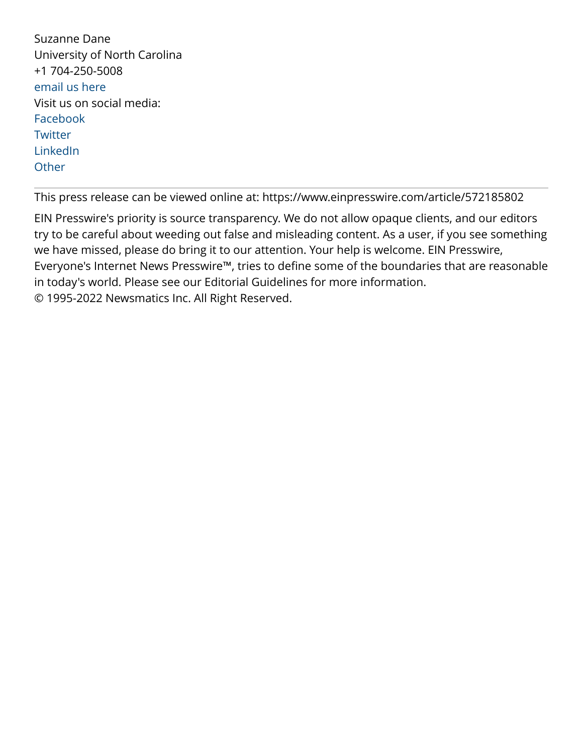Suzanne Dane
University of North Carolina
+1 704-250-5008
email us here
Visit us on social media:
Facebook
Twitter
LinkedIn
Other

---

This press release can be viewed online at: https://www.einpresswire.com/article/572185802

EIN Presswire's priority is source transparency. We do not allow opaque clients, and our editors try to be careful about weeding out false and misleading content. As a user, if you see something we have missed, please do bring it to our attention. Your help is welcome. EIN Presswire, Everyone's Internet News Presswire™, tries to define some of the boundaries that are reasonable in today's world. Please see our Editorial Guidelines for more information.
© 1995-2022 Newsmatics Inc. All Right Reserved.